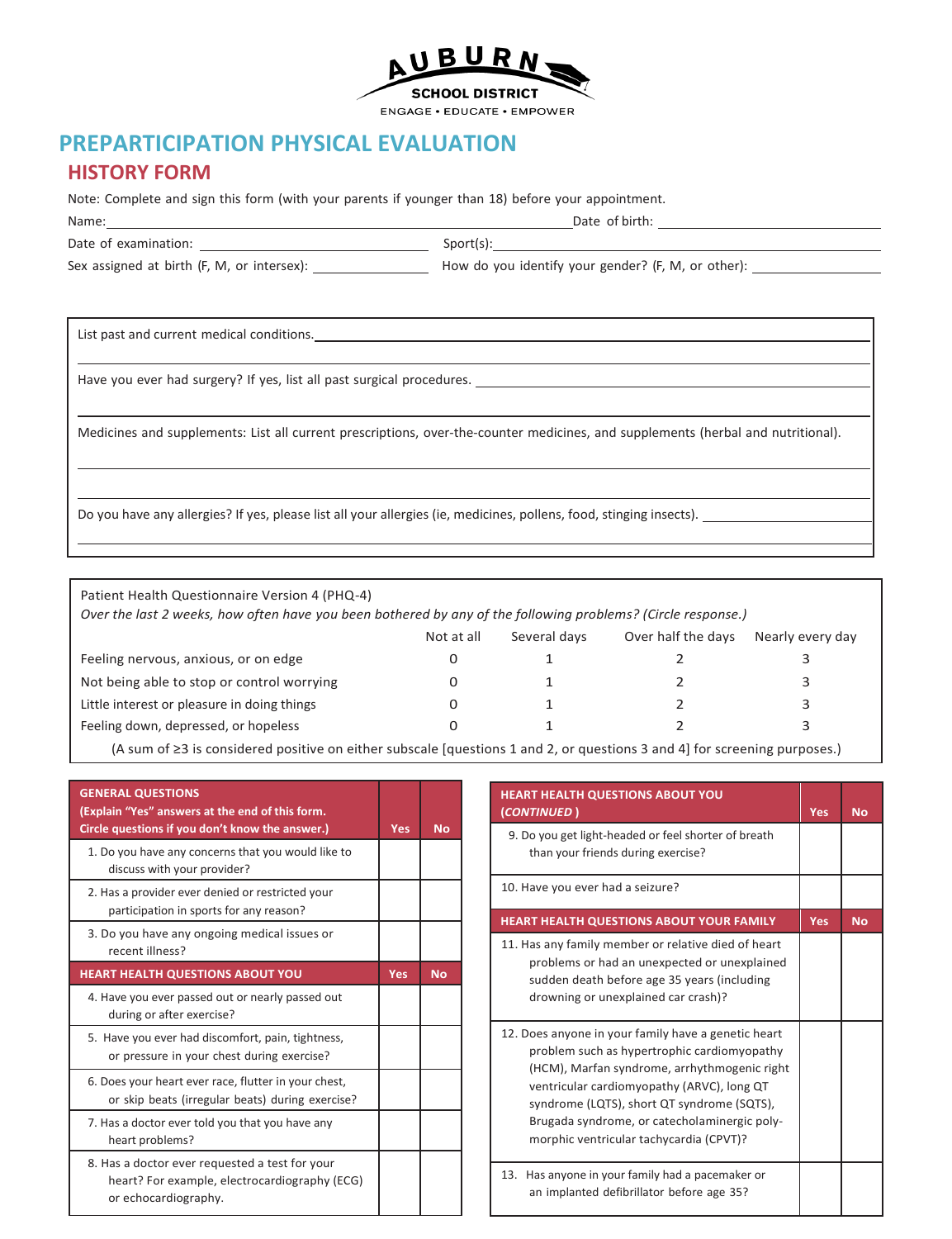AUBURN SCHOOL DISTRICT

ENGAGE • EDUCATE • EMPOWER

# PREPARTICIPATION PHYSICAL EVALUATION

## HISTORY FORM

Note: Complete and sign this form (with your parents if younger than 18) before your appointment.

Name: \_\_\_\_\_\_\_\_\_\_\_\_\_\_\_\_\_\_\_\_ Date of birth: \_\_\_\_\_\_\_\_\_\_\_\_

Date of examination: \_\_\_\_\_\_\_\_\_\_\_\_ Sport(s): \_\_\_\_\_\_\_\_\_\_\_\_

Sex assigned at birth (F, M, or intersex): \_\_\_\_\_\_\_\_ How do you identify your gender? (F, M, or other): \_\_\_\_\_\_\_\_

List past and current medical conditions. \_\_\_\_\_\_\_\_\_\_\_\_

Have you ever had surgery? If yes, list all past surgical procedures. \_\_\_\_\_\_\_\_\_\_\_\_

Medicines and supplements: List all current prescriptions, over-the-counter medicines, and supplements (herbal and nutritional).

Do you have any allergies? If yes, please list all your allergies (ie, medicines, pollens, food, stinging insects). \_\_\_\_\_\_\_\_\_\_\_\_

Patient Health Questionnaire Version 4 (PHQ-4)

*Over the last 2 weeks, how often have you been bothered by any of the following problems? (Circle response.)*

| | Not at all | Several days | Over half the days | Nearly every day |
|---|---|---|---|---|
| Feeling nervous, anxious, or on edge | 0 | 1 | 2 | 3 |
| Not being able to stop or control worrying | 0 | 1 | 2 | 3 |
| Little interest or pleasure in doing things | 0 | 1 | 2 | 3 |
| Feeling down, depressed, or hopeless | 0 | 1 | 2 | 3 |

(A sum of ≥3 is considered positive on either subscale [questions 1 and 2, or questions 3 and 4] for screening purposes.)

| **GENERAL QUESTIONS (Explain "Yes" answers at the end of this form. Circle questions if you don't know the answer.)** | **Yes** | **No** |
|---|---|---|
| 1. Do you have any concerns that you would like to discuss with your provider? | | |
| 2. Has a provider ever denied or restricted your participation in sports for any reason? | | |
| 3. Do you have any ongoing medical issues or recent illness? | | |
| **HEART HEALTH QUESTIONS ABOUT YOU** | **Yes** | **No** |
| 4. Have you ever passed out or nearly passed out during or after exercise? | | |
| 5. Have you ever had discomfort, pain, tightness, or pressure in your chest during exercise? | | |
| 6. Does your heart ever race, flutter in your chest, or skip beats (irregular beats) during exercise? | | |
| 7. Has a doctor ever told you that you have any heart problems? | | |
| 8. Has a doctor ever requested a test for your heart? For example, electrocardiography (ECG) or echocardiography. | | |

| **HEART HEALTH QUESTIONS ABOUT YOU (*CONTINUED*)** | **Yes** | **No** |
|---|---|---|
| 9. Do you get light-headed or feel shorter of breath than your friends during exercise? | | |
| 10. Have you ever had a seizure? | | |
| **HEART HEALTH QUESTIONS ABOUT YOUR FAMILY** | **Yes** | **No** |
| 11. Has any family member or relative died of heart problems or had an unexpected or unexplained sudden death before age 35 years (including drowning or unexplained car crash)? | | |
| 12. Does anyone in your family have a genetic heart problem such as hypertrophic cardiomyopathy (HCM), Marfan syndrome, arrhythmogenic right ventricular cardiomyopathy (ARVC), long QT syndrome (LQTS), short QT syndrome (SQTS), Brugada syndrome, or catecholaminergic polymorphic ventricular tachycardia (CPVT)? | | |
| 13. Has anyone in your family had a pacemaker or an implanted defibrillator before age 35? | | |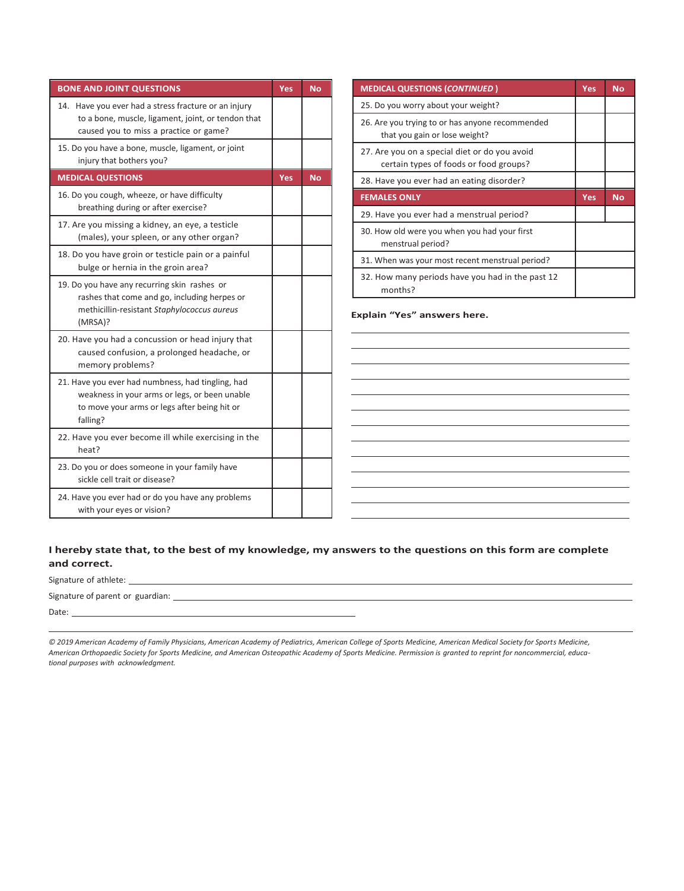| BONE AND JOINT QUESTIONS | Yes | No |
|---|---|---|
| 14. Have you ever had a stress fracture or an injury to a bone, muscle, ligament, joint, or tendon that caused you to miss a practice or game? | | |
| 15. Do you have a bone, muscle, ligament, or joint injury that bothers you? | | |

| MEDICAL QUESTIONS | Yes | No |
|---|---|---|
| 16. Do you cough, wheeze, or have difficulty breathing during or after exercise? | | |
| 17. Are you missing a kidney, an eye, a testicle (males), your spleen, or any other organ? | | |
| 18. Do you have groin or testicle pain or a painful bulge or hernia in the groin area? | | |
| 19. Do you have any recurring skin rashes or rashes that come and go, including herpes or methicillin-resistant *Staphylococcus aureus* (MRSA)? | | |
| 20. Have you had a concussion or head injury that caused confusion, a prolonged headache, or memory problems? | | |
| 21. Have you ever had numbness, had tingling, had weakness in your arms or legs, or been unable to move your arms or legs after being hit or falling? | | |
| 22. Have you ever become ill while exercising in the heat? | | |
| 23. Do you or does someone in your family have sickle cell trait or disease? | | |
| 24. Have you ever had or do you have any problems with your eyes or vision? | | |

| MEDICAL QUESTIONS (*CONTINUED*) | Yes | No |
|---|---|---|
| 25. Do you worry about your weight? | | |
| 26. Are you trying to or has anyone recommended that you gain or lose weight? | | |
| 27. Are you on a special diet or do you avoid certain types of foods or food groups? | | |
| 28. Have you ever had an eating disorder? | | |

| FEMALES ONLY | Yes | No |
|---|---|---|
| 29. Have you ever had a menstrual period? | | |
| 30. How old were you when you had your first menstrual period? | | |
| 31. When was your most recent menstrual period? | | |
| 32. How many periods have you had in the past 12 months? | | |

**Explain "Yes" answers here.**

______________________________________________

______________________________________________

______________________________________________

______________________________________________

______________________________________________

______________________________________________

______________________________________________

______________________________________________

______________________________________________

______________________________________________

______________________________________________

______________________________________________

**I hereby state that, to the best of my knowledge, my answers to the questions on this form are complete and correct.**

Signature of athlete: ______________________________________________

Signature of parent or guardian: ______________________________________________

Date: ______________________________

*© 2019 American Academy of Family Physicians, American Academy of Pediatrics, American College of Sports Medicine, American Medical Society for Sports Medicine, American Orthopaedic Society for Sports Medicine, and American Osteopathic Academy of Sports Medicine. Permission is granted to reprint for noncommercial, educational purposes with acknowledgment.*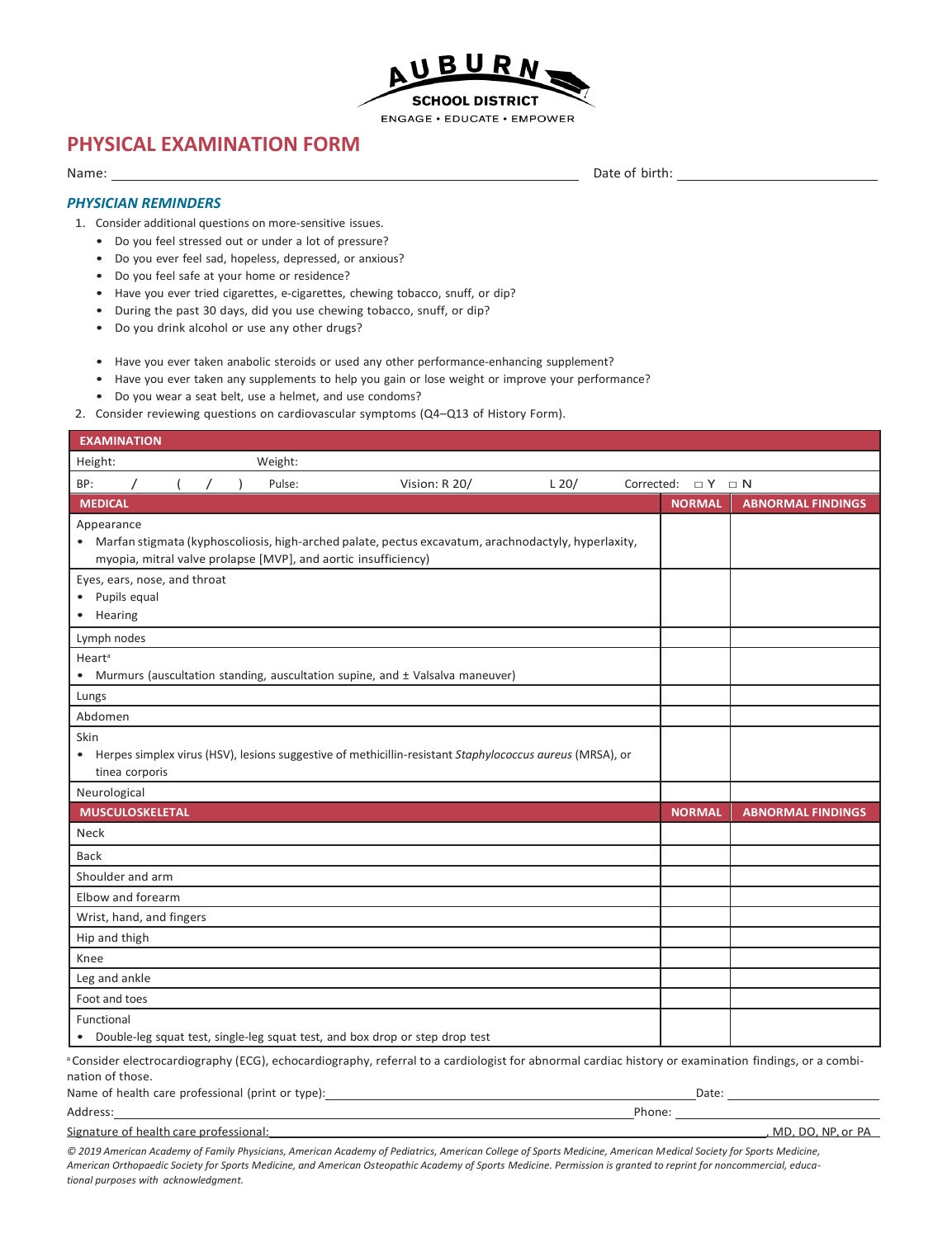AUBURN SCHOOL DISTRICT

ENGAGE • EDUCATE • EMPOWER

# PHYSICAL EXAMINATION FORM

Name: ______________________________ Date of birth: ______________________

### *PHYSICIAN REMINDERS*

1. Consider additional questions on more-sensitive issues.
   - Do you feel stressed out or under a lot of pressure?
   - Do you ever feel sad, hopeless, depressed, or anxious?
   - Do you feel safe at your home or residence?
   - Have you ever tried cigarettes, e-cigarettes, chewing tobacco, snuff, or dip?
   - During the past 30 days, did you use chewing tobacco, snuff, or dip?
   - Do you drink alcohol or use any other drugs?

   - Have you ever taken anabolic steroids or used any other performance-enhancing supplement?
   - Have you ever taken any supplements to help you gain or lose weight or improve your performance?
   - Do you wear a seat belt, use a helmet, and use condoms?
2. Consider reviewing questions on cardiovascular symptoms (Q4–Q13 of History Form).

| EXAMINATION | | |
|---|---|---|
| Height: Weight: | | |
| BP: / ( / ) Pulse: Vision: R 20/ L 20/ Corrected: □ Y □ N | | |
| **MEDICAL** | **NORMAL** | **ABNORMAL FINDINGS** |
| Appearance<br>• Marfan stigmata (kyphoscoliosis, high-arched palate, pectus excavatum, arachnodactyly, hyperlaxity, myopia, mitral valve prolapse [MVP], and aortic insufficiency) | | |
| Eyes, ears, nose, and throat<br>• Pupils equal<br>• Hearing | | |
| Lymph nodes | | |
| Heart[a]<br>• Murmurs (auscultation standing, auscultation supine, and ± Valsalva maneuver) | | |
| Lungs | | |
| Abdomen | | |
| Skin<br>• Herpes simplex virus (HSV), lesions suggestive of methicillin-resistant *Staphylococcus aureus* (MRSA), or tinea corporis | | |
| Neurological | | |
| **MUSCULOSKELETAL** | **NORMAL** | **ABNORMAL FINDINGS** |
| Neck | | |
| Back | | |
| Shoulder and arm | | |
| Elbow and forearm | | |
| Wrist, hand, and fingers | | |
| Hip and thigh | | |
| Knee | | |
| Leg and ankle | | |
| Foot and toes | | |
| Functional<br>• Double-leg squat test, single-leg squat test, and box drop or step drop test | | |

[a] Consider electrocardiography (ECG), echocardiography, referral to a cardiologist for abnormal cardiac history or examination findings, or a combination of those.

Name of health care professional (print or type): ______________________________ Date: ______________

Address: ______________________________ Phone: ______________

Signature of health care professional: ______________________________, MD, DO, NP, or PA

*© 2019 American Academy of Family Physicians, American Academy of Pediatrics, American College of Sports Medicine, American Medical Society for Sports Medicine, American Orthopaedic Society for Sports Medicine, and American Osteopathic Academy of Sports Medicine. Permission is granted to reprint for noncommercial, educational purposes with acknowledgment.*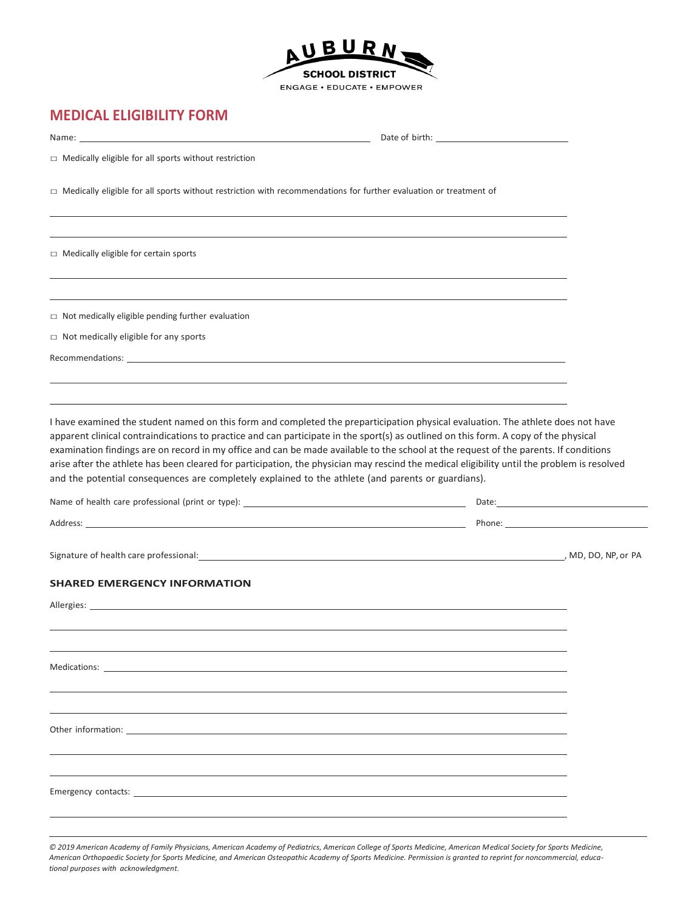AUBURN SCHOOL DISTRICT

ENGAGE • EDUCATE • EMPOWER

# MEDICAL ELIGIBILITY FORM

Name: ______________________________ Date of birth: ______________________________

□ Medically eligible for all sports without restriction

□ Medically eligible for all sports without restriction with recommendations for further evaluation or treatment of

______________________________________________________________________

______________________________________________________________________

□ Medically eligible for certain sports

______________________________________________________________________

______________________________________________________________________

□ Not medically eligible pending further evaluation

□ Not medically eligible for any sports

Recommendations: ______________________________________________________________________

______________________________________________________________________

______________________________________________________________________

I have examined the student named on this form and completed the preparticipation physical evaluation. The athlete does not have apparent clinical contraindications to practice and can participate in the sport(s) as outlined on this form. A copy of the physical examination findings are on record in my office and can be made available to the school at the request of the parents. If conditions arise after the athlete has been cleared for participation, the physician may rescind the medical eligibility until the problem is resolved and the potential consequences are completely explained to the athlete (and parents or guardians).

Name of health care professional (print or type): ______________________________ Date: ______________________________

Address: ______________________________ Phone: ______________________________

Signature of health care professional: ______________________________, MD, DO, NP, or PA

### SHARED EMERGENCY INFORMATION

Allergies: ______________________________________________________________________

______________________________________________________________________

______________________________________________________________________

Medications: ______________________________________________________________________

______________________________________________________________________

______________________________________________________________________

Other information: ______________________________________________________________________

______________________________________________________________________

______________________________________________________________________

Emergency contacts: ______________________________________________________________________

______________________________________________________________________

*© 2019 American Academy of Family Physicians, American Academy of Pediatrics, American College of Sports Medicine, American Medical Society for Sports Medicine, American Orthopaedic Society for Sports Medicine, and American Osteopathic Academy of Sports Medicine. Permission is granted to reprint for noncommercial, educational purposes with acknowledgment.*